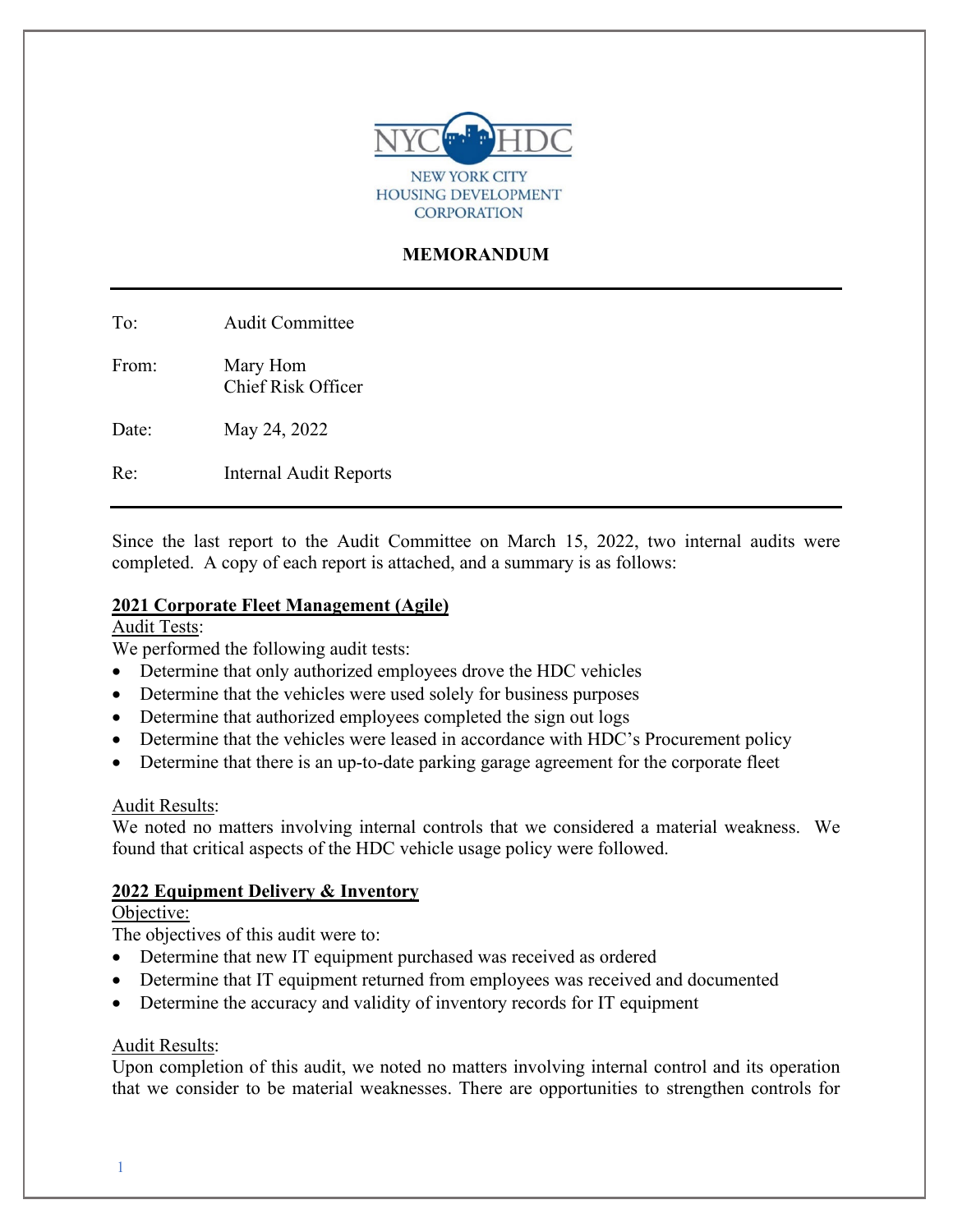NEW YORK CITY HOUSING DEVELOPMENT CORPORATION

**MEMORANDUM**

---

To: Audit Committee

From: Mary Hom
Chief Risk Officer

Date: May 24, 2022

Re: Internal Audit Reports

---

Since the last report to the Audit Committee on March 15, 2022, two internal audits were completed. A copy of each report is attached, and a summary is as follows:

**2021 Corporate Fleet Management (Agile)**

Audit Tests:
We performed the following audit tests:

- Determine that only authorized employees drove the HDC vehicles
- Determine that the vehicles were used solely for business purposes
- Determine that authorized employees completed the sign out logs
- Determine that the vehicles were leased in accordance with HDC's Procurement policy
- Determine that there is an up-to-date parking garage agreement for the corporate fleet

Audit Results:
We noted no matters involving internal controls that we considered a material weakness. We found that critical aspects of the HDC vehicle usage policy were followed.

**2022 Equipment Delivery & Inventory**

Objective:
The objectives of this audit were to:

- Determine that new IT equipment purchased was received as ordered
- Determine that IT equipment returned from employees was received and documented
- Determine the accuracy and validity of inventory records for IT equipment

Audit Results:
Upon completion of this audit, we noted no matters involving internal control and its operation that we consider to be material weaknesses. There are opportunities to strengthen controls for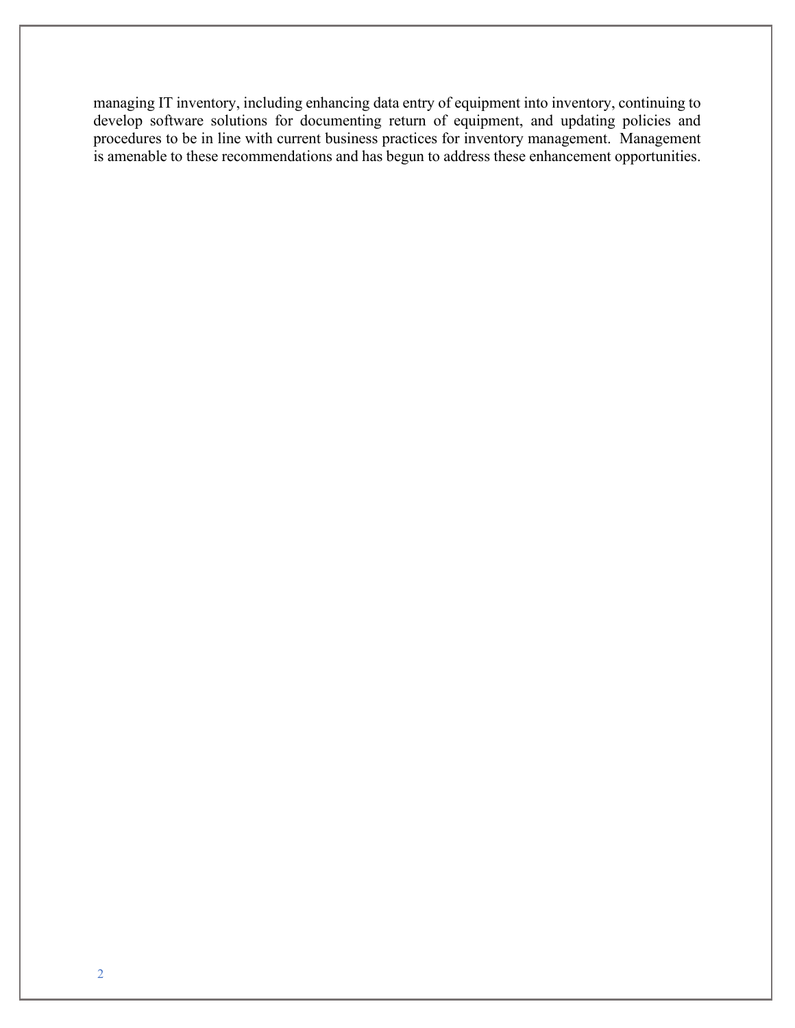managing IT inventory, including enhancing data entry of equipment into inventory, continuing to develop software solutions for documenting return of equipment, and updating policies and procedures to be in line with current business practices for inventory management. Management is amenable to these recommendations and has begun to address these enhancement opportunities.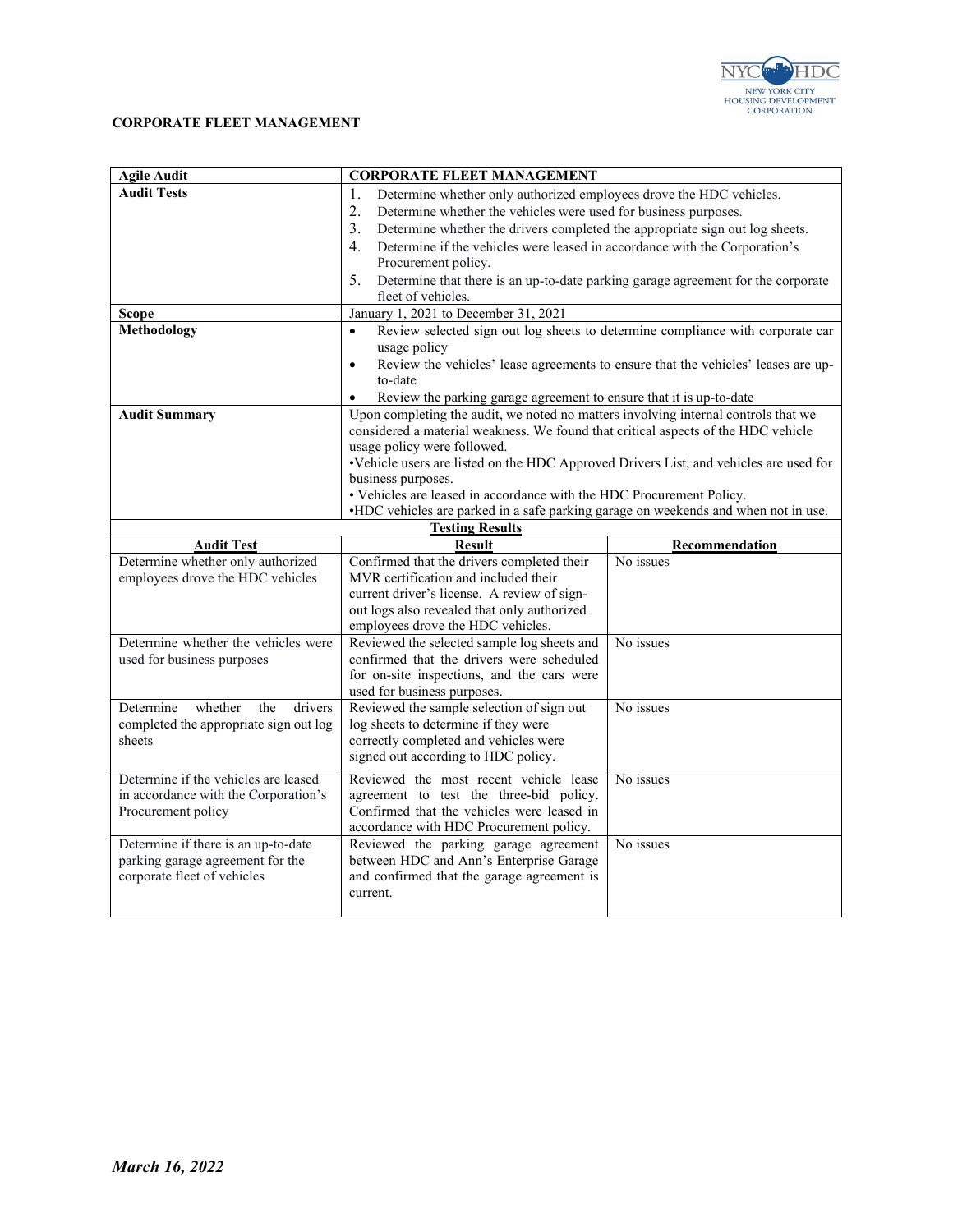**CORPORATE FLEET MANAGEMENT**

| Agile Audit | CORPORATE FLEET MANAGEMENT |
|---|---|
| **Audit Tests** | 1. Determine whether only authorized employees drove the HDC vehicles.<br>2. Determine whether the vehicles were used for business purposes.<br>3. Determine whether the drivers completed the appropriate sign out log sheets.<br>4. Determine if the vehicles were leased in accordance with the Corporation's Procurement policy.<br>5. Determine that there is an up-to-date parking garage agreement for the corporate fleet of vehicles. |
| **Scope** | January 1, 2021 to December 31, 2021 |
| **Methodology** | • Review selected sign out log sheets to determine compliance with corporate car usage policy<br>• Review the vehicles' lease agreements to ensure that the vehicles' leases are up-to-date<br>• Review the parking garage agreement to ensure that it is up-to-date |
| **Audit Summary** | Upon completing the audit, we noted no matters involving internal controls that we considered a material weakness. We found that critical aspects of the HDC vehicle usage policy were followed.<br>•Vehicle users are listed on the HDC Approved Drivers List, and vehicles are used for business purposes.<br>• Vehicles are leased in accordance with the HDC Procurement Policy.<br>•HDC vehicles are parked in a safe parking garage on weekends and when not in use. |

**Testing Results**

| Audit Test | Result | Recommendation |
|---|---|---|
| Determine whether only authorized employees drove the HDC vehicles | Confirmed that the drivers completed their MVR certification and included their current driver's license. A review of sign-out logs also revealed that only authorized employees drove the HDC vehicles. | No issues |
| Determine whether the vehicles were used for business purposes | Reviewed the selected sample log sheets and confirmed that the drivers were scheduled for on-site inspections, and the cars were used for business purposes. | No issues |
| Determine whether the drivers completed the appropriate sign out log sheets | Reviewed the sample selection of sign out log sheets to determine if they were correctly completed and vehicles were signed out according to HDC policy. | No issues |
| Determine if the vehicles are leased in accordance with the Corporation's Procurement policy | Reviewed the most recent vehicle lease agreement to test the three-bid policy. Confirmed that the vehicles were leased in accordance with HDC Procurement policy. | No issues |
| Determine if there is an up-to-date parking garage agreement for the corporate fleet of vehicles | Reviewed the parking garage agreement between HDC and Ann's Enterprise Garage and confirmed that the garage agreement is current. | No issues |

*March 16, 2022*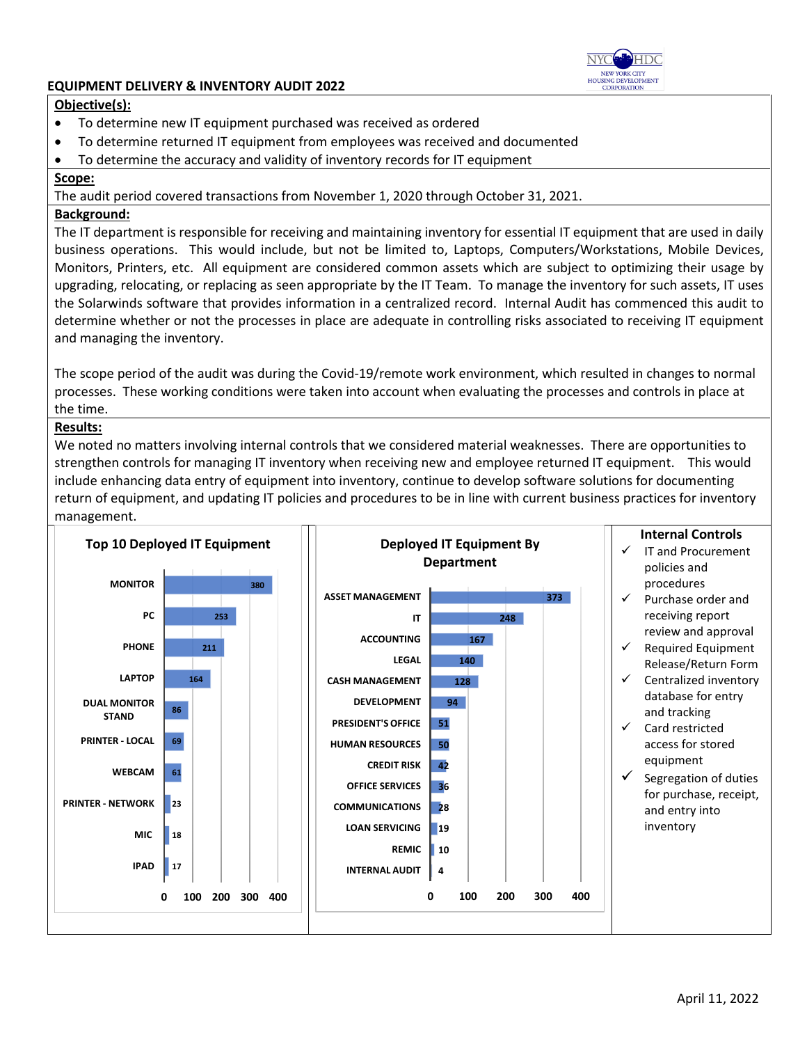# EQUIPMENT DELIVERY & INVENTORY AUDIT 2022

NYC HDC NEW YORK CITY HOUSING DEVELOPMENT CORPORATION

**Objective(s):**

- To determine new IT equipment purchased was received as ordered
- To determine returned IT equipment from employees was received and documented
- To determine the accuracy and validity of inventory records for IT equipment

**Scope:**

The audit period covered transactions from November 1, 2020 through October 31, 2021.

**Background:**

The IT department is responsible for receiving and maintaining inventory for essential IT equipment that are used in daily business operations. This would include, but not be limited to, Laptops, Computers/Workstations, Mobile Devices, Monitors, Printers, etc. All equipment are considered common assets which are subject to optimizing their usage by upgrading, relocating, or replacing as seen appropriate by the IT Team. To manage the inventory for such assets, IT uses the Solarwinds software that provides information in a centralized record. Internal Audit has commenced this audit to determine whether or not the processes in place are adequate in controlling risks associated to receiving IT equipment and managing the inventory.

The scope period of the audit was during the Covid-19/remote work environment, which resulted in changes to normal processes. These working conditions were taken into account when evaluating the processes and controls in place at the time.

**Results:**

We noted no matters involving internal controls that we considered material weaknesses. There are opportunities to strengthen controls for managing IT inventory when receiving new and employee returned IT equipment. This would include enhancing data entry of equipment into inventory, continue to develop software solutions for documenting return of equipment, and updating IT policies and procedures to be in line with current business practices for inventory management.

**Top 10 Deployed IT Equipment**

MONITOR 380
PC 253
PHONE 211
LAPTOP 164
DUAL MONITOR STAND 86
PRINTER - LOCAL 69
WEBCAM 61
PRINTER - NETWORK 23
MIC 18
IPAD 17

0 100 200 300 400

**Deployed IT Equipment By Department**

ASSET MANAGEMENT 373
IT 248
ACCOUNTING 167
LEGAL 140
CASH MANAGEMENT 128
DEVELOPMENT 94
PRESIDENT'S OFFICE 51
HUMAN RESOURCES 50
CREDIT RISK 42
OFFICE SERVICES 36
COMMUNICATIONS 28
LOAN SERVICING 19
REMIC 10
INTERNAL AUDIT 4

0 100 200 300 400

**Internal Controls**

- ✓ IT and Procurement policies and procedures
- ✓ Purchase order and receiving report review and approval
- ✓ Required Equipment Release/Return Form
- ✓ Centralized inventory database for entry and tracking
- ✓ Card restricted access for stored equipment
- ✓ Segregation of duties for purchase, receipt, and entry into inventory

April 11, 2022